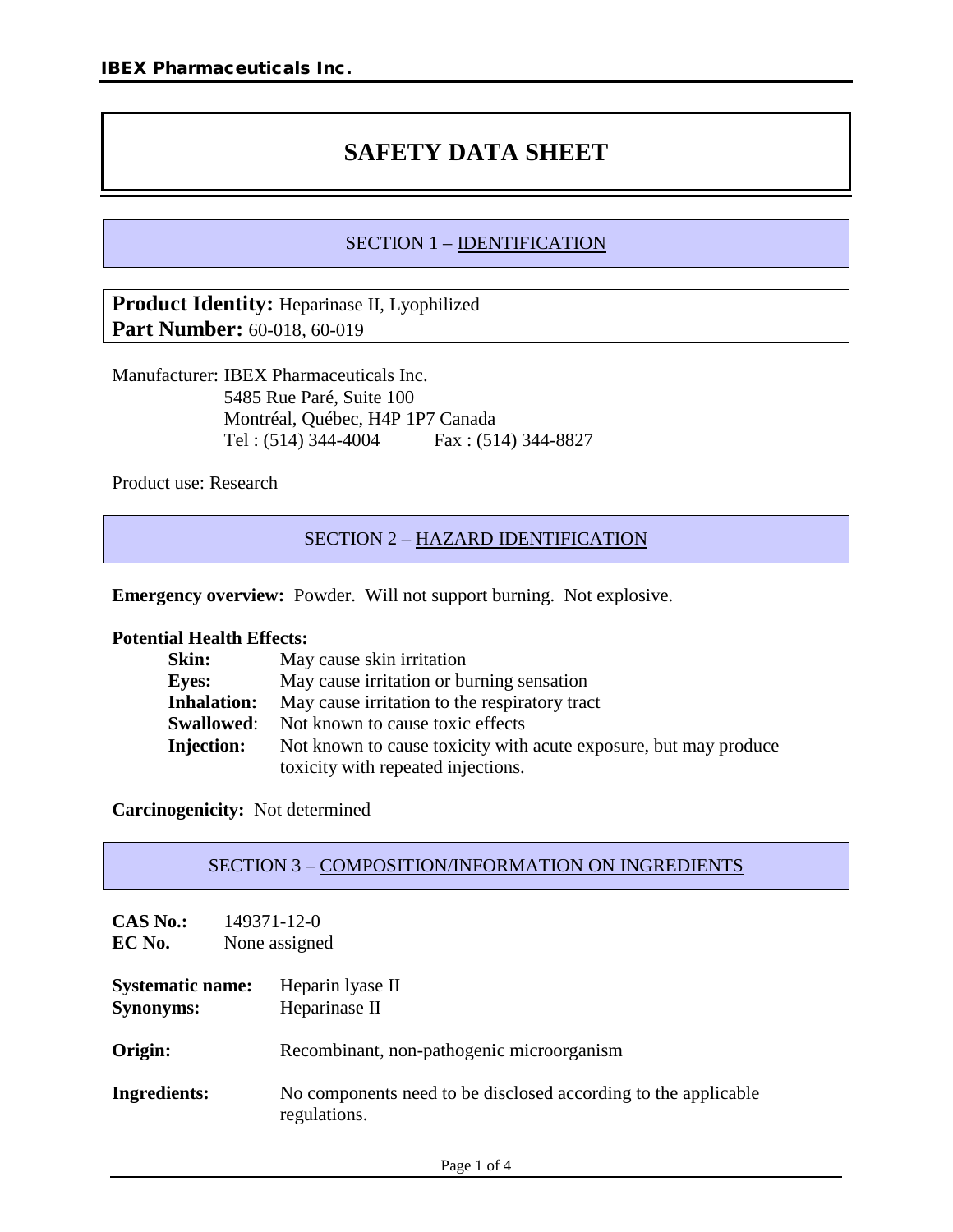# SAFETY DATA SHEET

## SECTION 1 – IDENTIFICATION

**Product Identity:** Heparinase II, Lyophilized
**Part Number:** 60-018, 60-019

Manufacturer: IBEX Pharmaceuticals Inc.
5485 Rue Paré, Suite 100
Montréal, Québec, H4P 1P7 Canada
Tel : (514) 344-4004 Fax : (514) 344-8827

Product use: Research

## SECTION 2 – HAZARD IDENTIFICATION

**Emergency overview:** Powder. Will not support burning. Not explosive.

**Potential Health Effects:**

| | |
|---|---|
| **Skin:** | May cause skin irritation |
| **Eyes:** | May cause irritation or burning sensation |
| **Inhalation:** | May cause irritation to the respiratory tract |
| **Swallowed:** | Not known to cause toxic effects |
| **Injection:** | Not known to cause toxicity with acute exposure, but may produce toxicity with repeated injections. |

**Carcinogenicity:** Not determined

## SECTION 3 – COMPOSITION/INFORMATION ON INGREDIENTS

**CAS No.:** 149371-12-0
**EC No.** None assigned

**Systematic name:** Heparin lyase II
**Synonyms:** Heparinase II

**Origin:** Recombinant, non-pathogenic microorganism

**Ingredients:** No components need to be disclosed according to the applicable regulations.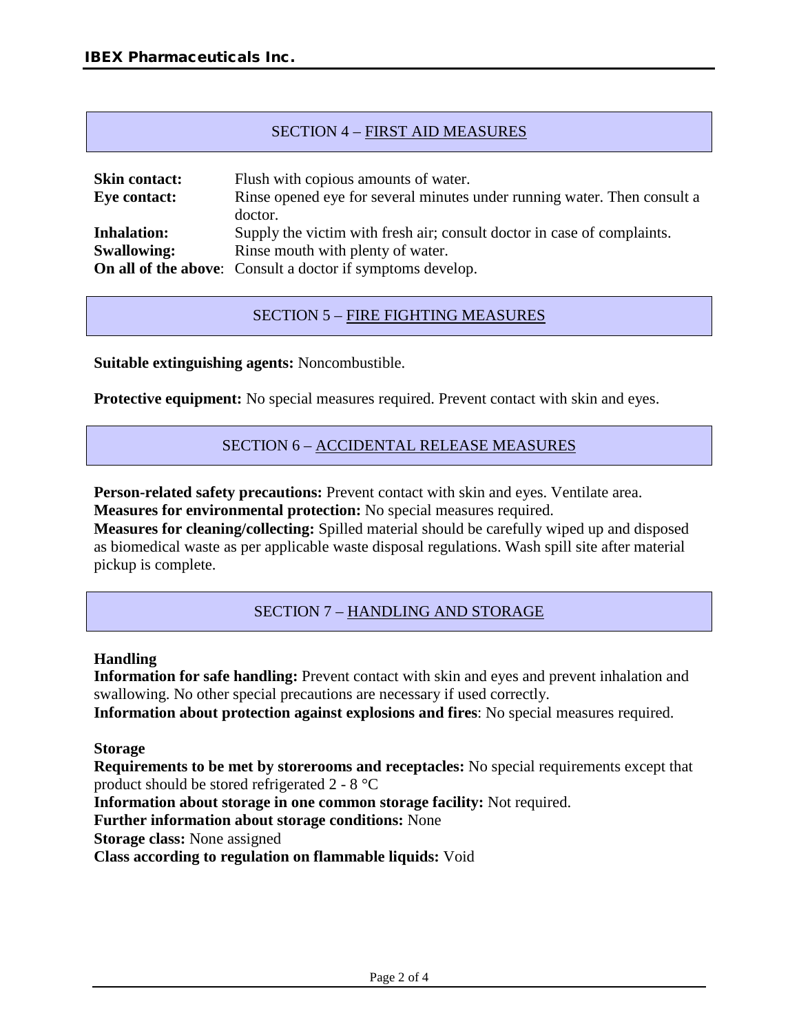## SECTION 4 – FIRST AID MEASURES

**Skin contact:** Flush with copious amounts of water.

**Eye contact:** Rinse opened eye for several minutes under running water. Then consult a doctor.

**Inhalation:** Supply the victim with fresh air; consult doctor in case of complaints.

**Swallowing:** Rinse mouth with plenty of water.

**On all of the above**: Consult a doctor if symptoms develop.

## SECTION 5 – FIRE FIGHTING MEASURES

**Suitable extinguishing agents:** Noncombustible.

**Protective equipment:** No special measures required. Prevent contact with skin and eyes.

## SECTION 6 – ACCIDENTAL RELEASE MEASURES

**Person-related safety precautions:** Prevent contact with skin and eyes. Ventilate area.
**Measures for environmental protection:** No special measures required.
**Measures for cleaning/collecting:** Spilled material should be carefully wiped up and disposed as biomedical waste as per applicable waste disposal regulations. Wash spill site after material pickup is complete.

## SECTION 7 – HANDLING AND STORAGE

**Handling**
**Information for safe handling:** Prevent contact with skin and eyes and prevent inhalation and swallowing. No other special precautions are necessary if used correctly.
**Information about protection against explosions and fires**: No special measures required.

**Storage**
**Requirements to be met by storerooms and receptacles:** No special requirements except that product should be stored refrigerated 2 - 8 °C
**Information about storage in one common storage facility:** Not required.
**Further information about storage conditions:** None
**Storage class:** None assigned
**Class according to regulation on flammable liquids:** Void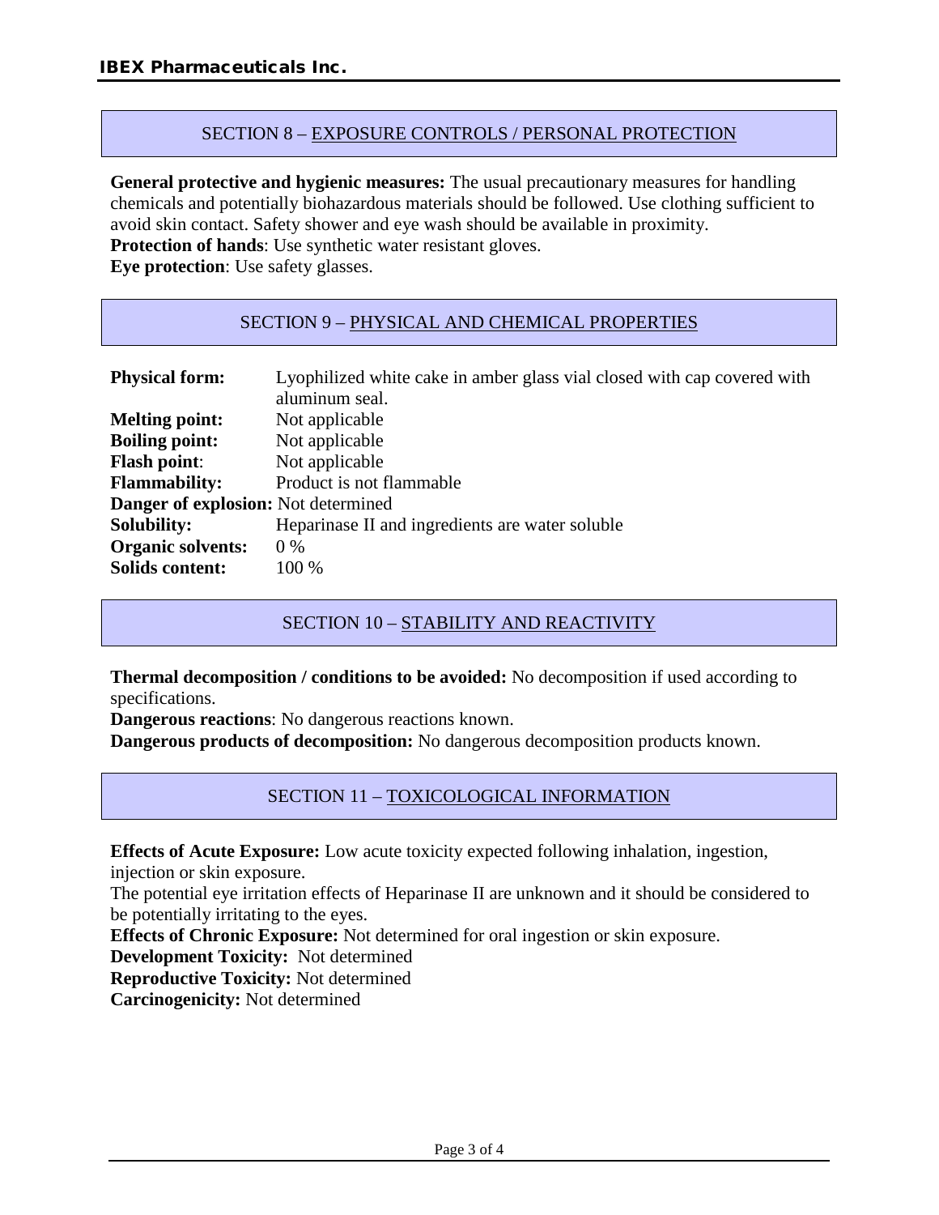## SECTION 8 – EXPOSURE CONTROLS / PERSONAL PROTECTION

**General protective and hygienic measures:** The usual precautionary measures for handling chemicals and potentially biohazardous materials should be followed. Use clothing sufficient to avoid skin contact. Safety shower and eye wash should be available in proximity.
**Protection of hands**: Use synthetic water resistant gloves.
**Eye protection**: Use safety glasses.

## SECTION 9 – PHYSICAL AND CHEMICAL PROPERTIES

| | |
|---|---|
| **Physical form:** | Lyophilized white cake in amber glass vial closed with cap covered with aluminum seal. |
| **Melting point:** | Not applicable |
| **Boiling point:** | Not applicable |
| **Flash point**: | Not applicable |
| **Flammability:** | Product is not flammable |
| **Danger of explosion:** | Not determined |
| **Solubility:** | Heparinase II and ingredients are water soluble |
| **Organic solvents:** | 0 % |
| **Solids content:** | 100 % |

## SECTION 10 – STABILITY AND REACTIVITY

**Thermal decomposition / conditions to be avoided:** No decomposition if used according to specifications.
**Dangerous reactions**: No dangerous reactions known.
**Dangerous products of decomposition:** No dangerous decomposition products known.

## SECTION 11 – TOXICOLOGICAL INFORMATION

**Effects of Acute Exposure:** Low acute toxicity expected following inhalation, ingestion, injection or skin exposure.
The potential eye irritation effects of Heparinase II are unknown and it should be considered to be potentially irritating to the eyes.
**Effects of Chronic Exposure:** Not determined for oral ingestion or skin exposure.
**Development Toxicity:** Not determined
**Reproductive Toxicity:** Not determined
**Carcinogenicity:** Not determined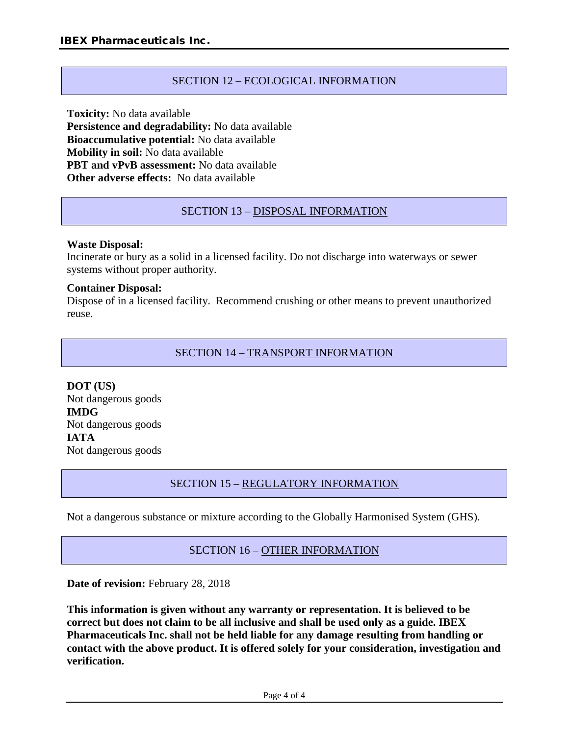## SECTION 12 – ECOLOGICAL INFORMATION

**Toxicity:** No data available
**Persistence and degradability:** No data available
**Bioaccumulative potential:** No data available
**Mobility in soil:** No data available
**PBT and vPvB assessment:** No data available
**Other adverse effects:** No data available

## SECTION 13 – DISPOSAL INFORMATION

**Waste Disposal:**
Incinerate or bury as a solid in a licensed facility. Do not discharge into waterways or sewer systems without proper authority.

**Container Disposal:**
Dispose of in a licensed facility. Recommend crushing or other means to prevent unauthorized reuse.

## SECTION 14 – TRANSPORT INFORMATION

**DOT (US)**
Not dangerous goods
**IMDG**
Not dangerous goods
**IATA**
Not dangerous goods

## SECTION 15 – REGULATORY INFORMATION

Not a dangerous substance or mixture according to the Globally Harmonised System (GHS).

## SECTION 16 – OTHER INFORMATION

**Date of revision:** February 28, 2018

**This information is given without any warranty or representation. It is believed to be correct but does not claim to be all inclusive and shall be used only as a guide. IBEX Pharmaceuticals Inc. shall not be held liable for any damage resulting from handling or contact with the above product. It is offered solely for your consideration, investigation and verification.**